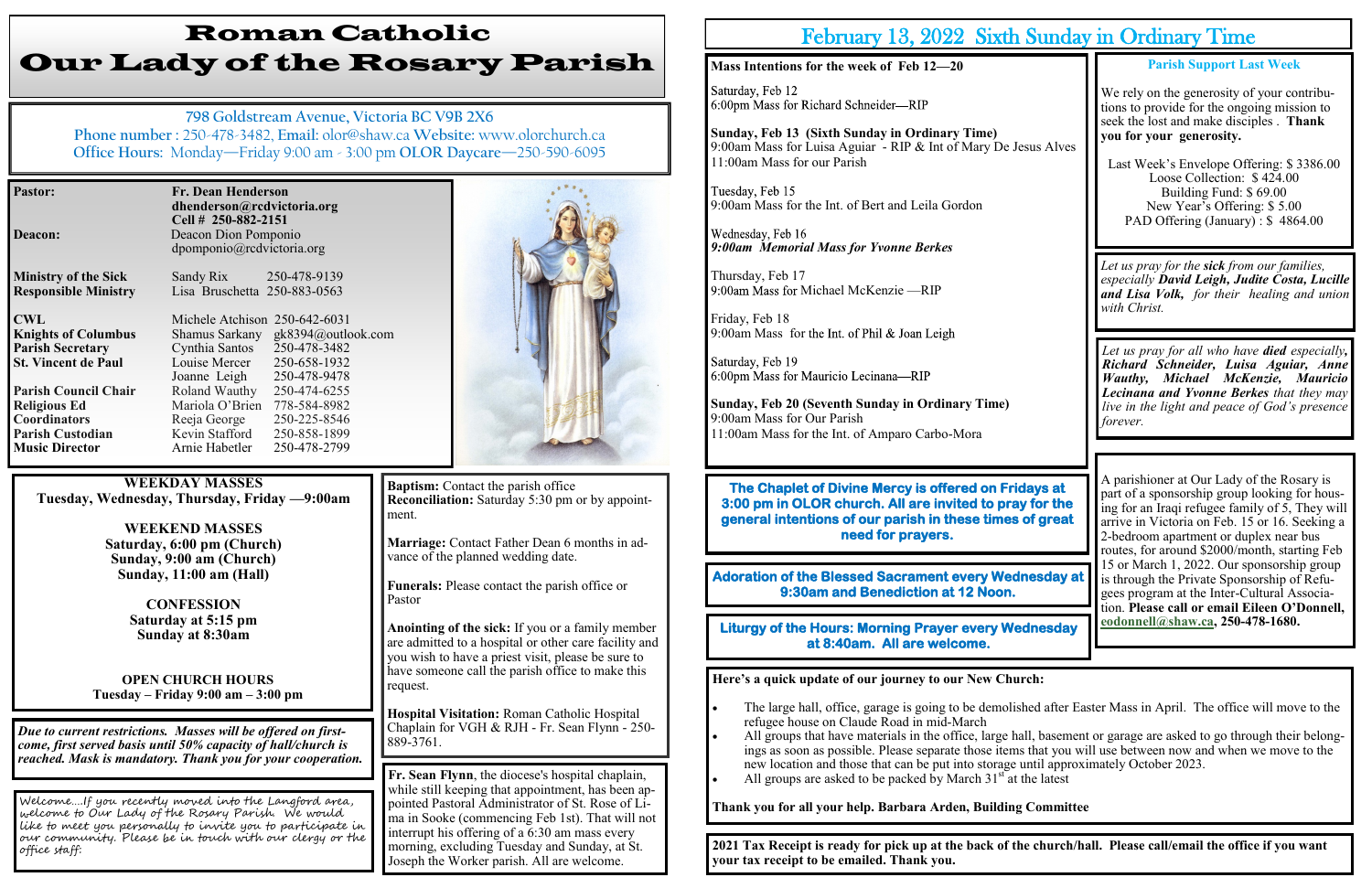# Roman Catholic
# Our Lady of the Rosary Parish

798 Goldstream Avenue, Victoria BC V9B 2X6
Phone number : 250-478-3482, Email: olor@shaw.ca Website: www.olorchurch.ca
Office Hours: Monday—Friday 9:00 am - 3:00 pm OLOR Daycare—250-590-6095

| | | |
|---|---|---|
| **Pastor:** | **Fr. Dean Henderson** **dhenderson@rcdvictoria.org** **Cell # 250-882-2151** | |
| **Deacon:** | Deacon Dion Pomponio dpomponio@rcdvictoria.org | |
| **Ministry of the Sick** | Sandy Rix | 250-478-9139 |
| **Responsible Ministry** | Lisa Bruschetta | 250-883-0563 |
| **CWL** | Michele Atchison | 250-642-6031 |
| **Knights of Columbus** | Shamus Sarkany | gk8394@outlook.com |
| **Parish Secretary** | Cynthia Santos | 250-478-3482 |
| **St. Vincent de Paul** | Louise Mercer | 250-658-1932 |
| | Joanne Leigh | 250-478-9478 |
| **Parish Council Chair** | Roland Wauthy | 250-474-6255 |
| **Religious Ed** | Mariola O'Brien | 778-584-8982 |
| **Coordinators** | Reeja George | 250-225-8546 |
| **Parish Custodian** | Kevin Stafford | 250-858-1899 |
| **Music Director** | Arnie Habetler | 250-478-2799 |

**WEEKDAY MASSES**
**Tuesday, Wednesday, Thursday, Friday —9:00am**

**WEEKEND MASSES**
**Saturday, 6:00 pm (Church)**
**Sunday, 9:00 am (Church)**
**Sunday, 11:00 am (Hall)**

**CONFESSION**
**Saturday at 5:15 pm**
**Sunday at 8:30am**

**OPEN CHURCH HOURS**
**Tuesday – Friday 9:00 am – 3:00 pm**

***Due to current restrictions. Masses will be offered on first-come, first served basis until 50% capacity of hall/church is reached. Mask is mandatory. Thank you for your cooperation.***

Welcome....If you recently moved into the Langford area, welcome to Our Lady of the Rosary Parish. We would like to meet you personally to invite you to participate in our community. Please be in touch with our clergy or the office staff.

**Baptism:** Contact the parish office
**Reconciliation:** Saturday 5:30 pm or by appointment.

**Marriage:** Contact Father Dean 6 months in advance of the planned wedding date.

**Funerals:** Please contact the parish office or Pastor

**Anointing of the sick:** If you or a family member are admitted to a hospital or other care facility and you wish to have a priest visit, please be sure to have someone call the parish office to make this request.

**Hospital Visitation:** Roman Catholic Hospital Chaplain for VGH & RJH - Fr. Sean Flynn - 250-889-3761.

**Fr. Sean Flynn**, the diocese's hospital chaplain, while still keeping that appointment, has been appointed Pastoral Administrator of St. Rose of Lima in Sooke (commencing Feb 1st). That will not interrupt his offering of a 6:30 am mass every morning, excluding Tuesday and Sunday, at St. Joseph the Worker parish. All are welcome.

## February 13, 2022 Sixth Sunday in Ordinary Time

**Mass Intentions for the week of Feb 12—20**

Saturday, Feb 12
6:00pm Mass for Richard Schneider—RIP

**Sunday, Feb 13 (Sixth Sunday in Ordinary Time)**
9:00am Mass for Luisa Aguiar - RIP & Int of Mary De Jesus Alves
11:00am Mass for our Parish

Tuesday, Feb 15
9:00am Mass for the Int. of Bert and Leila Gordon

Wednesday, Feb 16
***9:00am Memorial Mass for Yvonne Berkes***

Thursday, Feb 17
9:00am Mass for Michael McKenzie —RIP

Friday, Feb 18
9:00am Mass for the Int. of Phil & Joan Leigh

Saturday, Feb 19
6:00pm Mass for Mauricio Lecinana—RIP

**Sunday, Feb 20 (Seventh Sunday in Ordinary Time)**
9:00am Mass for Our Parish
11:00am Mass for the Int. of Amparo Carbo-Mora

**The Chaplet of Divine Mercy is offered on Fridays at 3:00 pm in OLOR church. All are invited to pray for the general intentions of our parish in these times of great need for prayers.**

**Adoration of the Blessed Sacrament every Wednesday at 9:30am and Benediction at 12 Noon.**

**Liturgy of the Hours: Morning Prayer every Wednesday at 8:40am. All are welcome.**

**Parish Support Last Week**

We rely on the generosity of your contributions to provide for the ongoing mission to seek the lost and make disciples . **Thank you for your generosity.**

Last Week's Envelope Offering: $ 3386.00
Loose Collection: $ 424.00
Building Fund: $ 69.00
New Year's Offering: $ 5.00
PAD Offering (January) : $ 4864.00

*Let us pray for the **sick** from our families, especially **David Leigh, Judite Costa, Lucille and Lisa Volk,** for their healing and union with Christ.*

*Let us pray for all who have **died** especially, **Richard Schneider, Luisa Aguiar, Anne Wauthy, Michael McKenzie, Mauricio Lecinana and Yvonne Berkes** that they may live in the light and peace of God's presence forever.*

A parishioner at Our Lady of the Rosary is part of a sponsorship group looking for housing for an Iraqi refugee family of 5, They will arrive in Victoria on Feb. 15 or 16. Seeking a 2-bedroom apartment or duplex near bus routes, for around $2000/month, starting Feb 15 or March 1, 2022. Our sponsorship group is through the Private Sponsorship of Refugees program at the Inter-Cultural Association. **Please call or email Eileen O'Donnell, eodonnell@shaw.ca, 250-478-1680.**

**Here's a quick update of our journey to our New Church:**

- The large hall, office, garage is going to be demolished after Easter Mass in April. The office will move to the refugee house on Claude Road in mid-March
- All groups that have materials in the office, large hall, basement or garage are asked to go through their belongings as soon as possible. Please separate those items that you will use between now and when we move to the new location and those that can be put into storage until approximately October 2023.
- All groups are asked to be packed by March 31st at the latest

**Thank you for all your help. Barbara Arden, Building Committee**

**2021 Tax Receipt is ready for pick up at the back of the church/hall. Please call/email the office if you want your tax receipt to be emailed. Thank you.**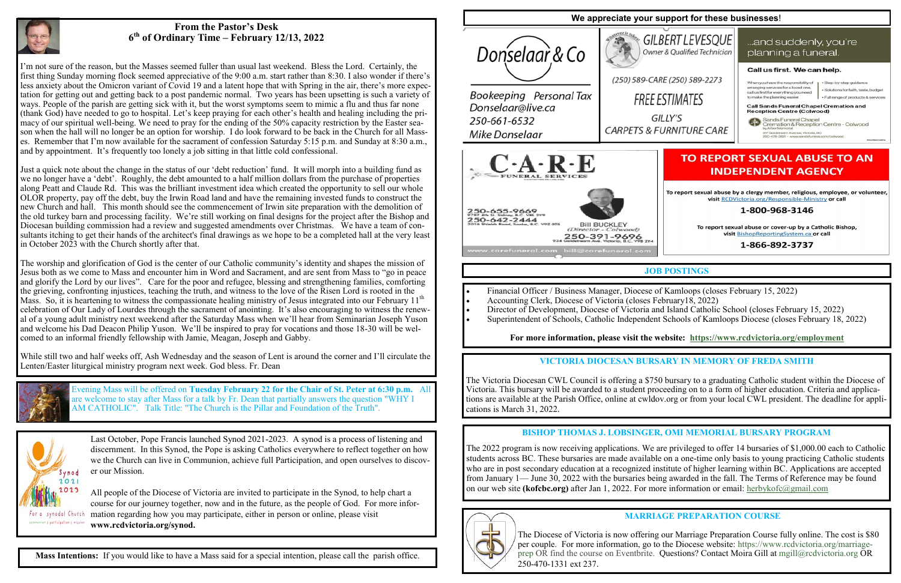## From the Pastor's Desk
### 6th of Ordinary Time – February 12/13, 2022

I'm not sure of the reason, but the Masses seemed fuller than usual last weekend. Bless the Lord. Certainly, the first thing Sunday morning flock seemed appreciative of the 9:00 a.m. start rather than 8:30. I also wonder if there's less anxiety about the Omicron variant of Covid 19 and a latent hope that with Spring in the air, there's more expectation for getting out and getting back to a post pandemic normal. Two years has been upsetting is such a variety of ways. People of the parish are getting sick with it, but the worst symptoms seem to mimic a flu and thus far none (thank God) have needed to go to hospital. Let's keep praying for each other's health and healing including the primacy of our spiritual well-being. We need to pray for the ending of the 50% capacity restriction by the Easter season when the hall will no longer be an option for worship. I do look forward to be back in the Church for all Masses. Remember that I'm now available for the sacrament of confession Saturday 5:15 p.m. and Sunday at 8:30 a.m., and by appointment. It's frequently too lonely a job sitting in that little cold confessional.

Just a quick note about the change in the status of our 'debt reduction' fund. It will morph into a building fund as we no longer have a 'debt'. Roughly, the debt amounted to a half million dollars from the purchase of properties along Peatt and Claude Rd. This was the brilliant investment idea which created the opportunity to sell our whole OLOR property, pay off the debt, buy the Irwin Road land and have the remaining invested funds to construct the Church and hall. This month should see the commencement of Irwin site preparation with the demolition of the old turkey barn and processing facility. We're still working on final designs for the project after the Bishop and Diocesan building commission had a review and suggested amendments over Christmas. We have a team of consultants itching to get their hands of the architect's final drawings as we hope to be a completed hall at the very least in October 2023 with the Church shortly after that.

The worship and glorification of God is the center of our Catholic community's identity and shapes the mission of Jesus both as we come to Mass and encounter him in Word and Sacrament, and are sent from Mass to "go in peace and glorify the Lord by our lives". Care for the poor and refugee, blessing and strengthening families, comforting the grieving, confronting injustices, teaching the truth, and witness to the love of the Risen Lord is rooted in the Mass. So, it is heartening to witness the compassionate healing ministry of Jesus integrated into our February 11th celebration of Our Lady of Lourdes through the sacrament of anointing. It's also encouraging to witness the renewal of a young adult ministry next weekend after the Saturday Mass when we'll hear from Seminarian Joseph Yuson and welcome his Dad Deacon Philip Yuson. We'll be inspired to pray for vocations and those 18-30 will be welcomed to an informal friendly fellowship with Jamie, Meagan, Joseph and Gabby.

While still two and half weeks off, Ash Wednesday and the season of Lent is around the corner and I'll circulate the Lenten/Easter liturgical ministry program next week. God bless. Fr. Dean

Evening Mass will be offered on **Tuesday February 22 for the Chair of St. Peter at 6:30 p.m.** All are welcome to stay after Mass for a talk by Fr. Dean that partially answers the question "WHY I AM CATHOLIC". Talk Title: "The Church is the Pillar and Foundation of the Truth".

Last October, Pope Francis launched Synod 2021-2023. A synod is a process of listening and discernment. In this Synod, the Pope is asking Catholics everywhere to reflect together on how we the Church can live in Communion, achieve full Participation, and open ourselves to discover our Mission.

All people of the Diocese of Victoria are invited to participate in the Synod, to help chart a course for our journey together, now and in the future, as the people of God. For more information regarding how you may participate, either in person or online, please visit **www.rcdvictoria.org/synod.**

**Mass Intentions:** If you would like to have a Mass said for a special intention, please call the parish office.

**We appreciate your support for these businesses!**

Donselaar & Co
Bookeeping Personal Tax
Donselaar@live.ca
250-661-6532
Mike Donselaar

GILBERT LEVESQUE
Owner & Qualified Technician
(250) 589-CARE (250) 589-2273
FREE ESTIMATES
GILLY'S
CARPETS & FURNITURE CARE

...and suddenly, you're planning a funeral.
Call us first. We can help.
Call Sands Funeral Chapel Cremation and Reception Centre (Colwood)
Sands Funeral Chapel Cremation & Reception Centre - Colwood

C-A-R-E FUNERAL SERVICES
250-655-9669
250-642-2444
Bill BUCKLEY (Director – Colwood)
250-391-9696
www.carefuneral.com bill@carefuneral.com

## TO REPORT SEXUAL ABUSE TO AN INDEPENDENT AGENCY

To report sexual abuse by a clergy member, religious, employee, or volunteer, visit RCDVictoria.org/Responsible-Ministry or call

**1-800-968-3146**

To report sexual abuse or cover-up by a Catholic Bishop, visit BishopReportingSystem.ca or call

**1-866-892-3737**

## JOB POSTINGS

- Financial Officer / Business Manager, Diocese of Kamloops (closes February 15, 2022)
- Accounting Clerk, Diocese of Victoria (closes February18, 2022)
- Director of Development, Diocese of Victoria and Island Catholic School (closes February 15, 2022)
- Superintendent of Schools, Catholic Independent Schools of Kamloops Diocese (closes February 18, 2022)

**For more information, please visit the website: https://www.rcdvictoria.org/employment**

## VICTORIA DIOCESAN BURSARY IN MEMORY OF FREDA SMITH

The Victoria Diocesan CWL Council is offering a $750 bursary to a graduating Catholic student within the Diocese of Victoria. This bursary will be awarded to a student proceeding on to a form of higher education. Criteria and applications are available at the Parish Office, online at cwldov.org or from your local CWL president. The deadline for applications is March 31, 2022.

## BISHOP THOMAS J. LOBSINGER, OMI MEMORIAL BURSARY PROGRAM

The 2022 program is now receiving applications. We are privileged to offer 14 bursaries of $1,000.00 each to Catholic students across BC. These bursaries are made available on a one-time only basis to young practicing Catholic students who are in post secondary education at a recognized institute of higher learning within BC. Applications are accepted from January 1— June 30, 2022 with the bursaries being awarded in the fall. The Terms of Reference may be found on our web site **(kofcbc.org)** after Jan 1, 2022. For more information or email: herbykofc@gmail.com

## MARRIAGE PREPARATION COURSE

The Diocese of Victoria is now offering our Marriage Preparation Course fully online. The cost is $80 per couple. For more information, go to the Diocese website: https://www.rcdvictoria.org/marriage-prep OR find the course on Eventbrite. Questions? Contact Moira Gill at mgill@rcdvictoria.org OR 250-470-1331 ext 237.